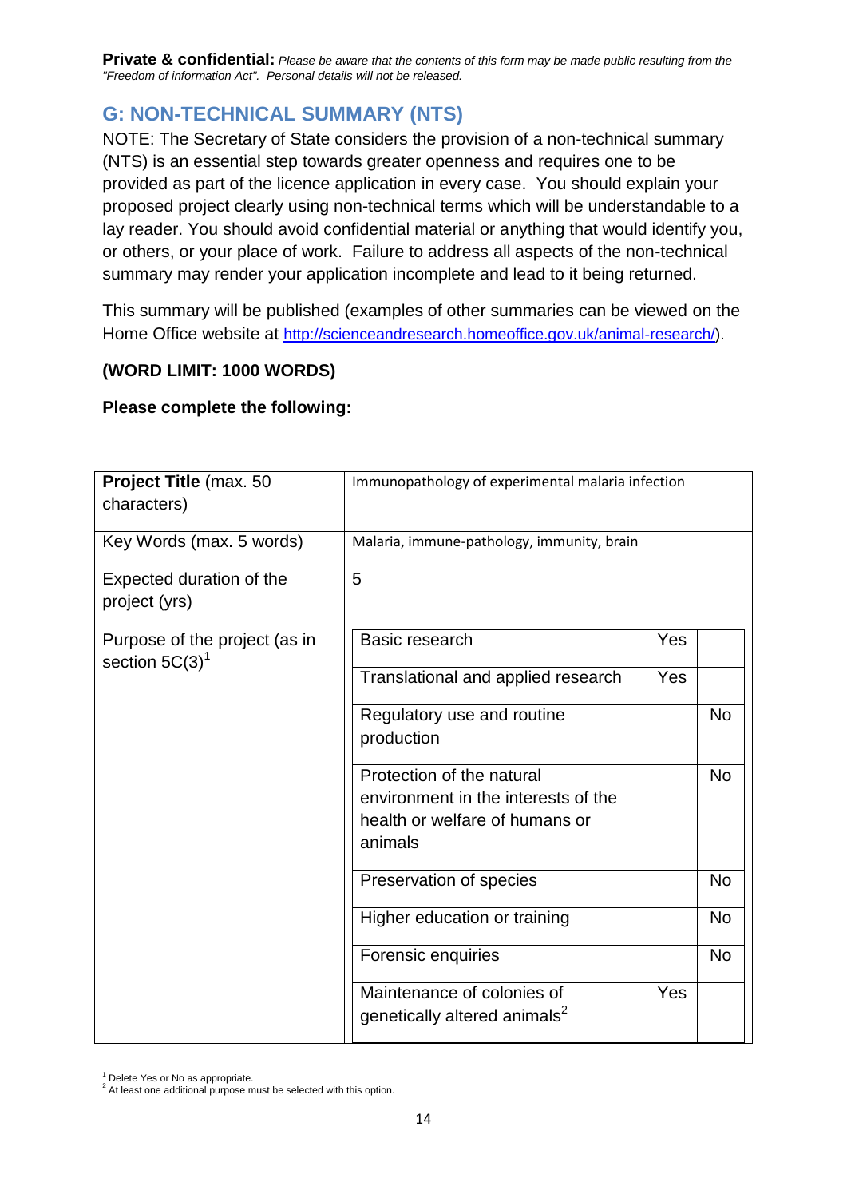**Private & confidential:** *Please be aware that the contents of this form may be made public resulting from the "Freedom of information Act". Personal details will not be released.*

## G: NON-TECHNICAL SUMMARY (NTS)

NOTE: The Secretary of State considers the provision of a non-technical summary (NTS) is an essential step towards greater openness and requires one to be provided as part of the licence application in every case. You should explain your proposed project clearly using non-technical terms which will be understandable to a lay reader. You should avoid confidential material or anything that would identify you, or others, or your place of work. Failure to address all aspects of the non-technical summary may render your application incomplete and lead to it being returned.

This summary will be published (examples of other summaries can be viewed on the Home Office website at http://scienceandresearch.homeoffice.gov.uk/animal-research/).

**(WORD LIMIT: 1000 WORDS)**

**Please complete the following:**

| **Project Title** (max. 50 characters) | Immunopathology of experimental malaria infection | | |
|---|---|---|---|
| Key Words (max. 5 words) | Malaria, immune-pathology, immunity, brain | | |
| Expected duration of the project (yrs) | 5 | | |
| Purpose of the project (as in section 5C(3)[1] | Basic research | Yes | |
| | Translational and applied research | Yes | |
| | Regulatory use and routine production | | No |
| | Protection of the natural environment in the interests of the health or welfare of humans or animals | | No |
| | Preservation of species | | No |
| | Higher education or training | | No |
| | Forensic enquiries | | No |
| | Maintenance of colonies of genetically altered animals[2] | Yes | |

[1] Delete Yes or No as appropriate.
[2] At least one additional purpose must be selected with this option.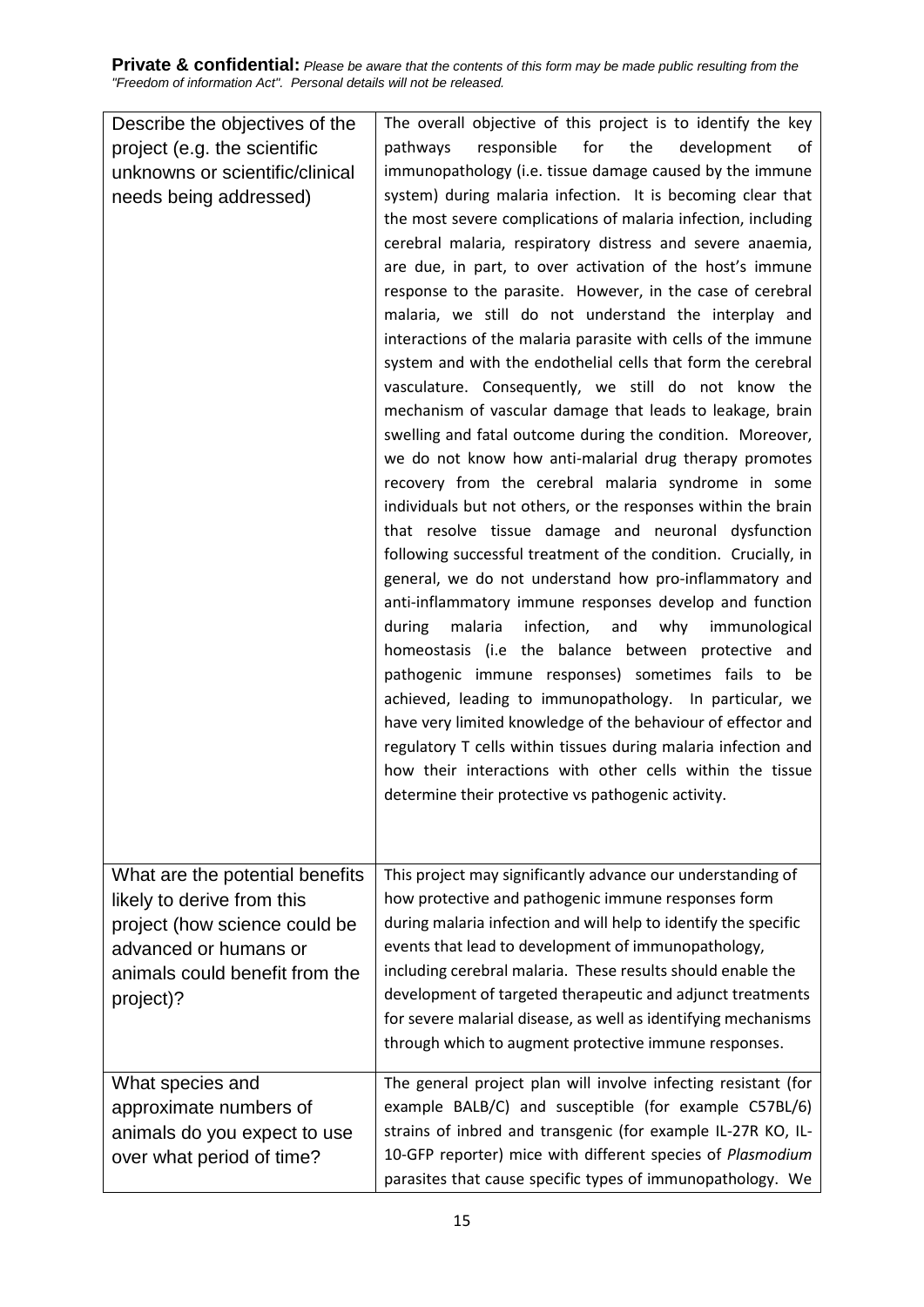**Private & confidential:** *Please be aware that the contents of this form may be made public resulting from the "Freedom of information Act". Personal details will not be released.*

| | |
|---|---|
| Describe the objectives of the project (e.g. the scientific unknowns or scientific/clinical needs being addressed) | The overall objective of this project is to identify the key pathways responsible for the development of immunopathology (i.e. tissue damage caused by the immune system) during malaria infection. It is becoming clear that the most severe complications of malaria infection, including cerebral malaria, respiratory distress and severe anaemia, are due, in part, to over activation of the host's immune response to the parasite. However, in the case of cerebral malaria, we still do not understand the interplay and interactions of the malaria parasite with cells of the immune system and with the endothelial cells that form the cerebral vasculature. Consequently, we still do not know the mechanism of vascular damage that leads to leakage, brain swelling and fatal outcome during the condition. Moreover, we do not know how anti-malarial drug therapy promotes recovery from the cerebral malaria syndrome in some individuals but not others, or the responses within the brain that resolve tissue damage and neuronal dysfunction following successful treatment of the condition. Crucially, in general, we do not understand how pro-inflammatory and anti-inflammatory immune responses develop and function during malaria infection, and why immunological homeostasis (i.e the balance between protective and pathogenic immune responses) sometimes fails to be achieved, leading to immunopathology. In particular, we have very limited knowledge of the behaviour of effector and regulatory T cells within tissues during malaria infection and how their interactions with other cells within the tissue determine their protective vs pathogenic activity. |
| What are the potential benefits likely to derive from this project (how science could be advanced or humans or animals could benefit from the project)? | This project may significantly advance our understanding of how protective and pathogenic immune responses form during malaria infection and will help to identify the specific events that lead to development of immunopathology, including cerebral malaria. These results should enable the development of targeted therapeutic and adjunct treatments for severe malarial disease, as well as identifying mechanisms through which to augment protective immune responses. |
| What species and approximate numbers of animals do you expect to use over what period of time? | The general project plan will involve infecting resistant (for example BALB/C) and susceptible (for example C57BL/6) strains of inbred and transgenic (for example IL-27R KO, IL-10-GFP reporter) mice with different species of *Plasmodium* parasites that cause specific types of immunopathology. We |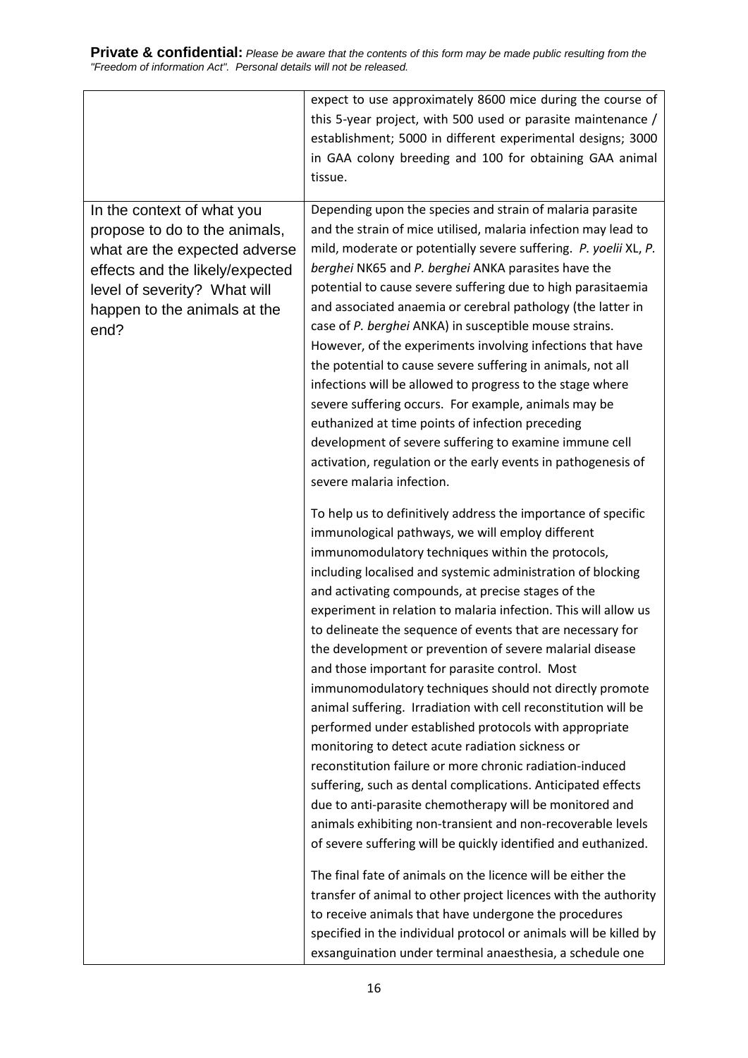**Private & confidential:** *Please be aware that the contents of this form may be made public resulting from the "Freedom of information Act". Personal details will not be released.*

| | |
|---|---|
| | expect to use approximately 8600 mice during the course of this 5-year project, with 500 used or parasite maintenance / establishment; 5000 in different experimental designs; 3000 in GAA colony breeding and 100 for obtaining GAA animal tissue. |
| In the context of what you propose to do to the animals, what are the expected adverse effects and the likely/expected level of severity? What will happen to the animals at the end? | Depending upon the species and strain of malaria parasite and the strain of mice utilised, malaria infection may lead to mild, moderate or potentially severe suffering. *P. yoelii* XL, *P. berghei* NK65 and *P. berghei* ANKA parasites have the potential to cause severe suffering due to high parasitaemia and associated anaemia or cerebral pathology (the latter in case of *P. berghei* ANKA) in susceptible mouse strains. However, of the experiments involving infections that have the potential to cause severe suffering in animals, not all infections will be allowed to progress to the stage where severe suffering occurs. For example, animals may be euthanized at time points of infection preceding development of severe suffering to examine immune cell activation, regulation or the early events in pathogenesis of severe malaria infection.<br><br>To help us to definitively address the importance of specific immunological pathways, we will employ different immunomodulatory techniques within the protocols, including localised and systemic administration of blocking and activating compounds, at precise stages of the experiment in relation to malaria infection. This will allow us to delineate the sequence of events that are necessary for the development or prevention of severe malarial disease and those important for parasite control. Most immunomodulatory techniques should not directly promote animal suffering. Irradiation with cell reconstitution will be performed under established protocols with appropriate monitoring to detect acute radiation sickness or reconstitution failure or more chronic radiation-induced suffering, such as dental complications. Anticipated effects due to anti-parasite chemotherapy will be monitored and animals exhibiting non-transient and non-recoverable levels of severe suffering will be quickly identified and euthanized.<br><br>The final fate of animals on the licence will be either the transfer of animal to other project licences with the authority to receive animals that have undergone the procedures specified in the individual protocol or animals will be killed by exsanguination under terminal anaesthesia, a schedule one |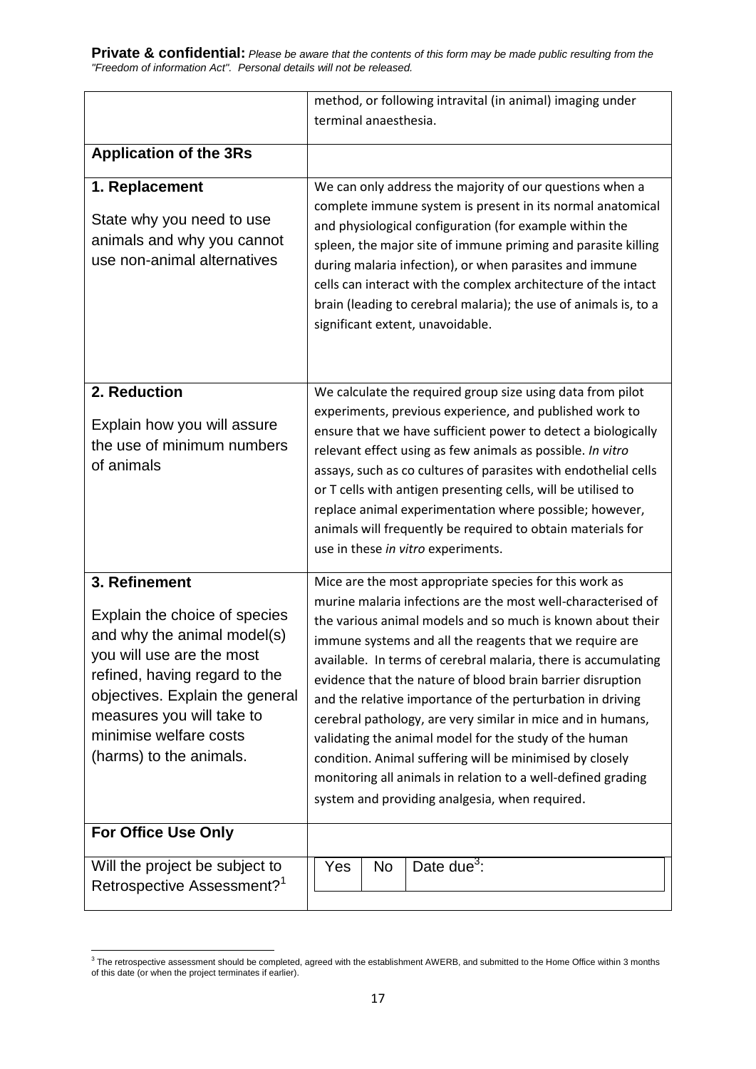**Private & confidential:** *Please be aware that the contents of this form may be made public resulting from the "Freedom of information Act". Personal details will not be released.*

| | |
|---|---|
| | method, or following intravital (in animal) imaging under terminal anaesthesia. |
| **Application of the 3Rs** | |
| **1. Replacement**<br><br>State why you need to use animals and why you cannot use non-animal alternatives | We can only address the majority of our questions when a complete immune system is present in its normal anatomical and physiological configuration (for example within the spleen, the major site of immune priming and parasite killing during malaria infection), or when parasites and immune cells can interact with the complex architecture of the intact brain (leading to cerebral malaria); the use of animals is, to a significant extent, unavoidable. |
| **2. Reduction**<br><br>Explain how you will assure the use of minimum numbers of animals | We calculate the required group size using data from pilot experiments, previous experience, and published work to ensure that we have sufficient power to detect a biologically relevant effect using as few animals as possible. *In vitro* assays, such as co cultures of parasites with endothelial cells or T cells with antigen presenting cells, will be utilised to replace animal experimentation where possible; however, animals will frequently be required to obtain materials for use in these *in vitro* experiments. |
| **3. Refinement**<br><br>Explain the choice of species and why the animal model(s) you will use are the most refined, having regard to the objectives. Explain the general measures you will take to minimise welfare costs (harms) to the animals. | Mice are the most appropriate species for this work as murine malaria infections are the most well-characterised of the various animal models and so much is known about their immune systems and all the reagents that we require are available. In terms of cerebral malaria, there is accumulating evidence that the nature of blood brain barrier disruption and the relative importance of the perturbation in driving cerebral pathology, are very similar in mice and in humans, validating the animal model for the study of the human condition. Animal suffering will be minimised by closely monitoring all animals in relation to a well-defined grading system and providing analgesia, when required. |
| **For Office Use Only** | |
| Will the project be subject to Retrospective Assessment?[1] | Yes \| No \| Date due[3]: |

[3] The retrospective assessment should be completed, agreed with the establishment AWERB, and submitted to the Home Office within 3 months of this date (or when the project terminates if earlier).